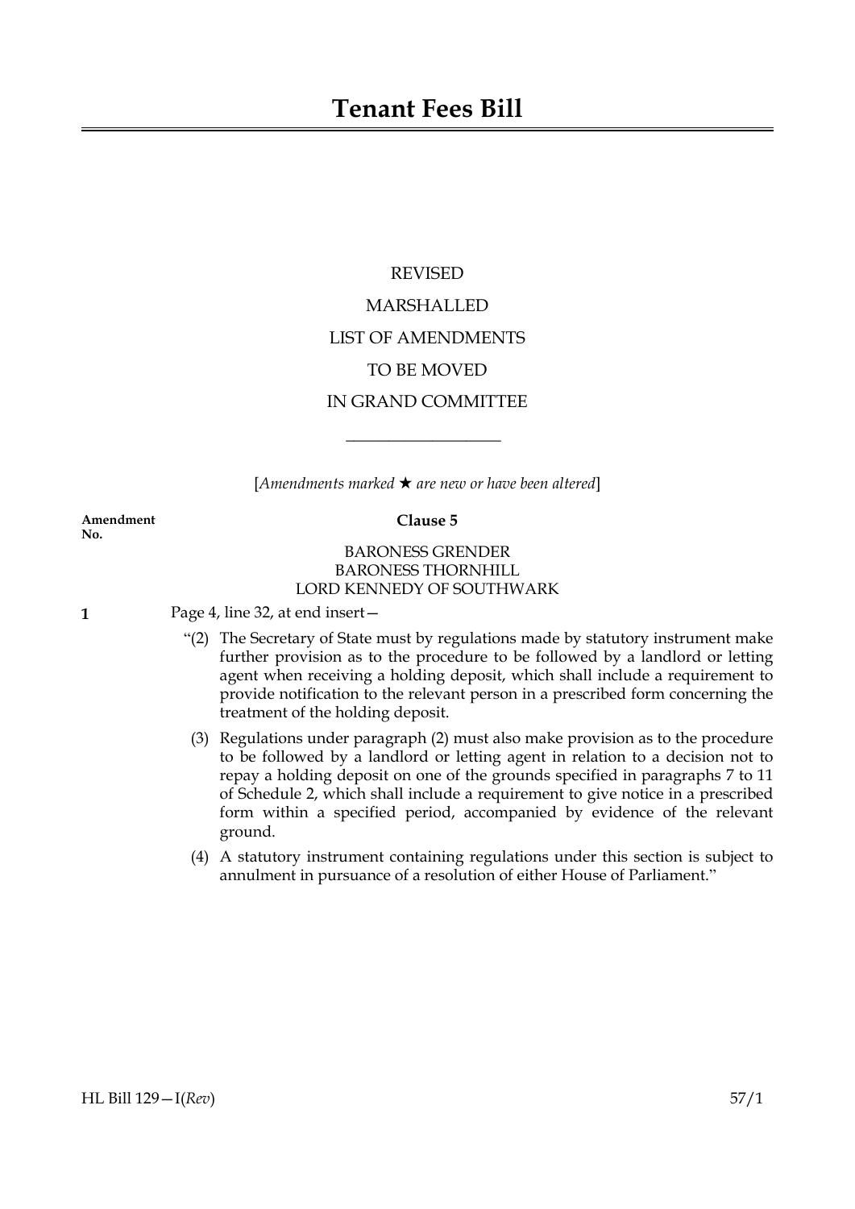# Tenant Fees Bill

REVISED

MARSHALLED

LIST OF AMENDMENTS

TO BE MOVED

IN GRAND COMMITTEE

---

[*Amendments marked ★ are new or have been altered*]

**Amendment No.**

**Clause 5**

BARONESS GRENDER
BARONESS THORNHILL
LORD KENNEDY OF SOUTHWARK

**1** Page 4, line 32, at end insert—

"(2) The Secretary of State must by regulations made by statutory instrument make further provision as to the procedure to be followed by a landlord or letting agent when receiving a holding deposit, which shall include a requirement to provide notification to the relevant person in a prescribed form concerning the treatment of the holding deposit.

(3) Regulations under paragraph (2) must also make provision as to the procedure to be followed by a landlord or letting agent in relation to a decision not to repay a holding deposit on one of the grounds specified in paragraphs 7 to 11 of Schedule 2, which shall include a requirement to give notice in a prescribed form within a specified period, accompanied by evidence of the relevant ground.

(4) A statutory instrument containing regulations under this section is subject to annulment in pursuance of a resolution of either House of Parliament."

HL Bill 129—I(*Rev*) 57/1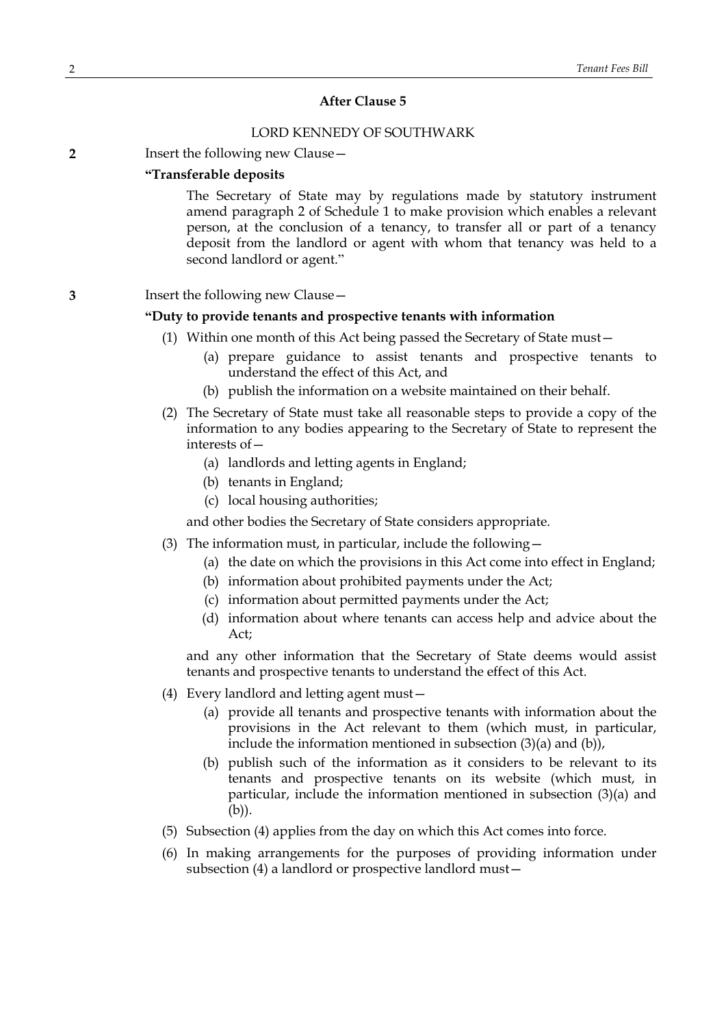### After Clause 5

LORD KENNEDY OF SOUTHWARK

**2** Insert the following new Clause—

**"Transferable deposits**

The Secretary of State may by regulations made by statutory instrument amend paragraph 2 of Schedule 1 to make provision which enables a relevant person, at the conclusion of a tenancy, to transfer all or part of a tenancy deposit from the landlord or agent with whom that tenancy was held to a second landlord or agent."

**3** Insert the following new Clause—

**"Duty to provide tenants and prospective tenants with information**

(1) Within one month of this Act being passed the Secretary of State must—

 (a) prepare guidance to assist tenants and prospective tenants to understand the effect of this Act, and

 (b) publish the information on a website maintained on their behalf.

(2) The Secretary of State must take all reasonable steps to provide a copy of the information to any bodies appearing to the Secretary of State to represent the interests of—

 (a) landlords and letting agents in England;

 (b) tenants in England;

 (c) local housing authorities;

and other bodies the Secretary of State considers appropriate.

(3) The information must, in particular, include the following—

 (a) the date on which the provisions in this Act come into effect in England;

 (b) information about prohibited payments under the Act;

 (c) information about permitted payments under the Act;

 (d) information about where tenants can access help and advice about the Act;

and any other information that the Secretary of State deems would assist tenants and prospective tenants to understand the effect of this Act.

(4) Every landlord and letting agent must—

 (a) provide all tenants and prospective tenants with information about the provisions in the Act relevant to them (which must, in particular, include the information mentioned in subsection (3)(a) and (b)),

 (b) publish such of the information as it considers to be relevant to its tenants and prospective tenants on its website (which must, in particular, include the information mentioned in subsection (3)(a) and (b)).

(5) Subsection (4) applies from the day on which this Act comes into force.

(6) In making arrangements for the purposes of providing information under subsection (4) a landlord or prospective landlord must—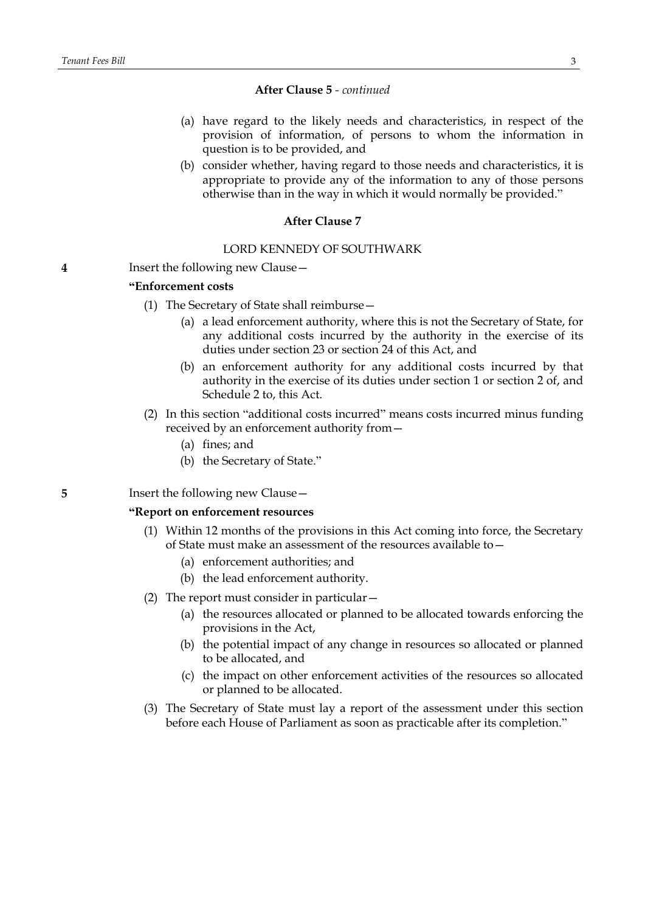**After Clause 5** - *continued*

(a) have regard to the likely needs and characteristics, in respect of the provision of information, of persons to whom the information in question is to be provided, and

(b) consider whether, having regard to those needs and characteristics, it is appropriate to provide any of the information to any of those persons otherwise than in the way in which it would normally be provided."

**After Clause 7**

LORD KENNEDY OF SOUTHWARK

**4** Insert the following new Clause—

**"Enforcement costs**

(1) The Secretary of State shall reimburse—

(a) a lead enforcement authority, where this is not the Secretary of State, for any additional costs incurred by the authority in the exercise of its duties under section 23 or section 24 of this Act, and

(b) an enforcement authority for any additional costs incurred by that authority in the exercise of its duties under section 1 or section 2 of, and Schedule 2 to, this Act.

(2) In this section "additional costs incurred" means costs incurred minus funding received by an enforcement authority from—

(a) fines; and

(b) the Secretary of State."

**5** Insert the following new Clause—

**"Report on enforcement resources**

(1) Within 12 months of the provisions in this Act coming into force, the Secretary of State must make an assessment of the resources available to—

(a) enforcement authorities; and

(b) the lead enforcement authority.

(2) The report must consider in particular—

(a) the resources allocated or planned to be allocated towards enforcing the provisions in the Act,

(b) the potential impact of any change in resources so allocated or planned to be allocated, and

(c) the impact on other enforcement activities of the resources so allocated or planned to be allocated.

(3) The Secretary of State must lay a report of the assessment under this section before each House of Parliament as soon as practicable after its completion."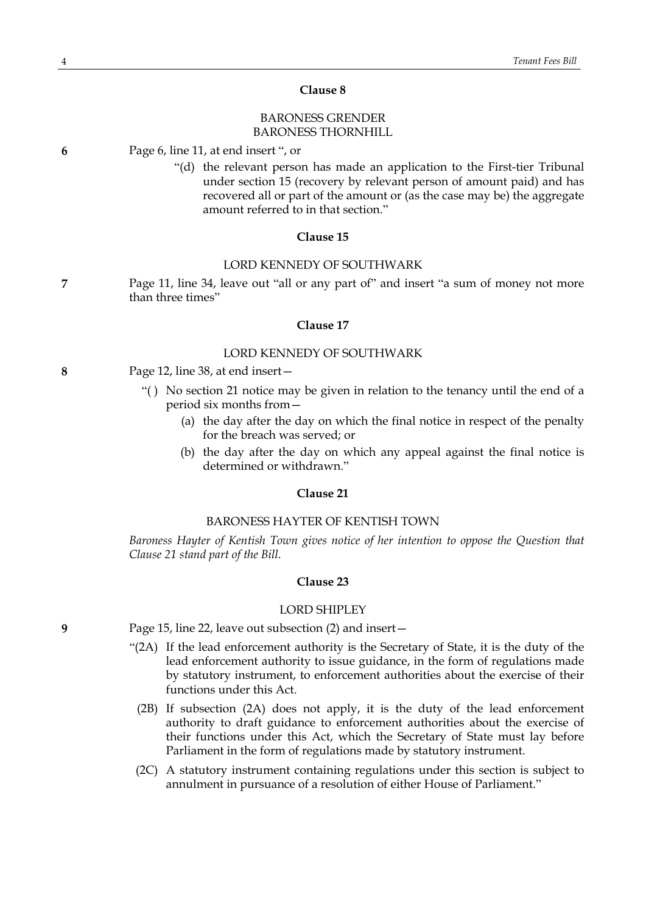**Clause 8**

BARONESS GRENDER
BARONESS THORNHILL

**6** Page 6, line 11, at end insert ", or

"(d) the relevant person has made an application to the First-tier Tribunal under section 15 (recovery by relevant person of amount paid) and has recovered all or part of the amount or (as the case may be) the aggregate amount referred to in that section."

**Clause 15**

LORD KENNEDY OF SOUTHWARK

**7** Page 11, line 34, leave out "all or any part of" and insert "a sum of money not more than three times"

**Clause 17**

LORD KENNEDY OF SOUTHWARK

**8** Page 12, line 38, at end insert—

"( ) No section 21 notice may be given in relation to the tenancy until the end of a period six months from—

(a) the day after the day on which the final notice in respect of the penalty for the breach was served; or

(b) the day after the day on which any appeal against the final notice is determined or withdrawn."

**Clause 21**

BARONESS HAYTER OF KENTISH TOWN

*Baroness Hayter of Kentish Town gives notice of her intention to oppose the Question that Clause 21 stand part of the Bill.*

**Clause 23**

LORD SHIPLEY

**9** Page 15, line 22, leave out subsection (2) and insert—

"(2A) If the lead enforcement authority is the Secretary of State, it is the duty of the lead enforcement authority to issue guidance, in the form of regulations made by statutory instrument, to enforcement authorities about the exercise of their functions under this Act.

(2B) If subsection (2A) does not apply, it is the duty of the lead enforcement authority to draft guidance to enforcement authorities about the exercise of their functions under this Act, which the Secretary of State must lay before Parliament in the form of regulations made by statutory instrument.

(2C) A statutory instrument containing regulations under this section is subject to annulment in pursuance of a resolution of either House of Parliament."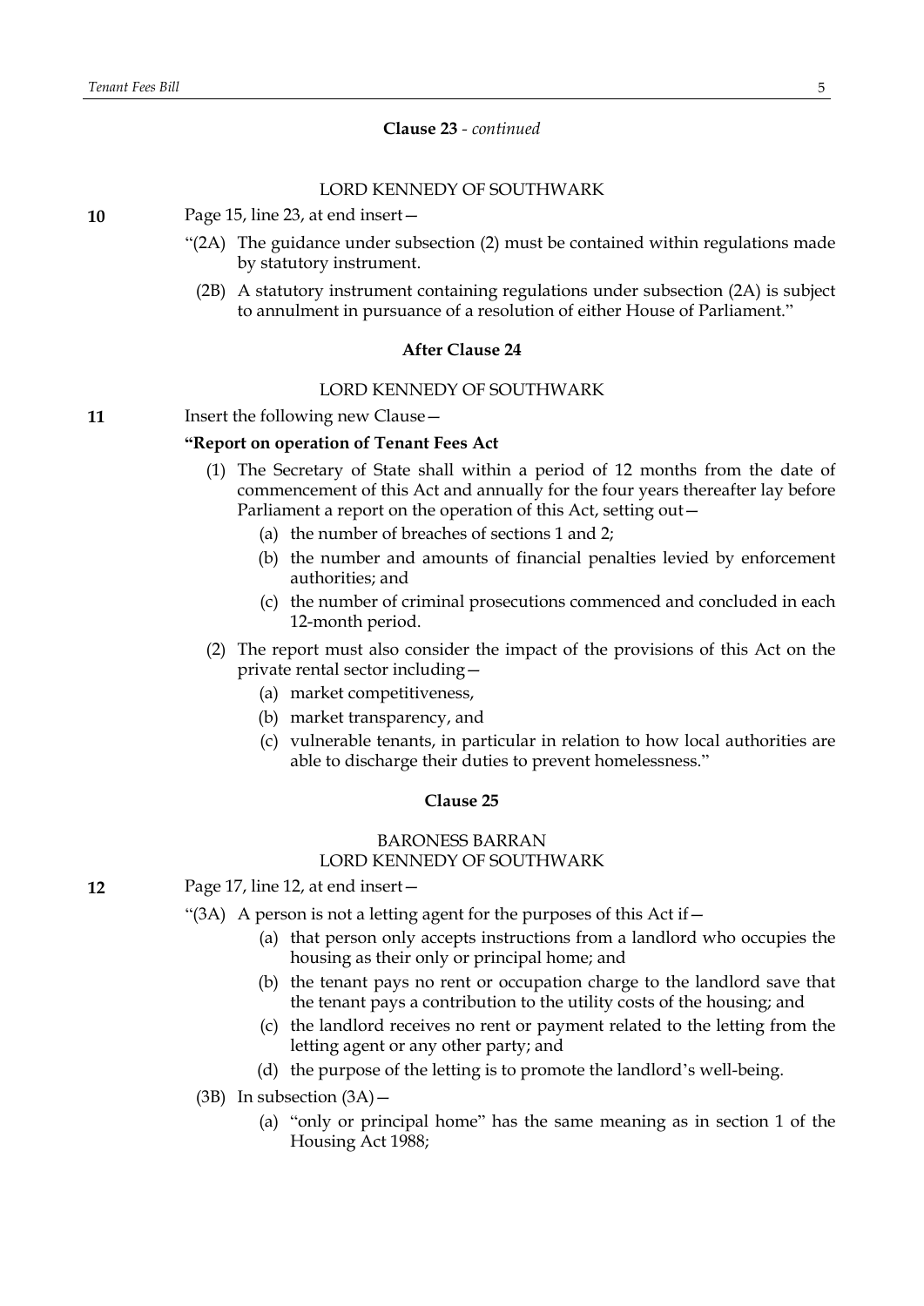**Clause 23** - *continued*

LORD KENNEDY OF SOUTHWARK

**10** Page 15, line 23, at end insert—

"(2A) The guidance under subsection (2) must be contained within regulations made by statutory instrument.

(2B) A statutory instrument containing regulations under subsection (2A) is subject to annulment in pursuance of a resolution of either House of Parliament."

**After Clause 24**

LORD KENNEDY OF SOUTHWARK

**11** Insert the following new Clause—

**"Report on operation of Tenant Fees Act**

(1) The Secretary of State shall within a period of 12 months from the date of commencement of this Act and annually for the four years thereafter lay before Parliament a report on the operation of this Act, setting out—

(a) the number of breaches of sections 1 and 2;

(b) the number and amounts of financial penalties levied by enforcement authorities; and

(c) the number of criminal prosecutions commenced and concluded in each 12-month period.

(2) The report must also consider the impact of the provisions of this Act on the private rental sector including—

(a) market competitiveness,

(b) market transparency, and

(c) vulnerable tenants, in particular in relation to how local authorities are able to discharge their duties to prevent homelessness."

**Clause 25**

BARONESS BARRAN
LORD KENNEDY OF SOUTHWARK

**12** Page 17, line 12, at end insert—

"(3A) A person is not a letting agent for the purposes of this Act if—

(a) that person only accepts instructions from a landlord who occupies the housing as their only or principal home; and

(b) the tenant pays no rent or occupation charge to the landlord save that the tenant pays a contribution to the utility costs of the housing; and

(c) the landlord receives no rent or payment related to the letting from the letting agent or any other party; and

(d) the purpose of the letting is to promote the landlord's well-being.

(3B) In subsection (3A)—

(a) "only or principal home" has the same meaning as in section 1 of the Housing Act 1988;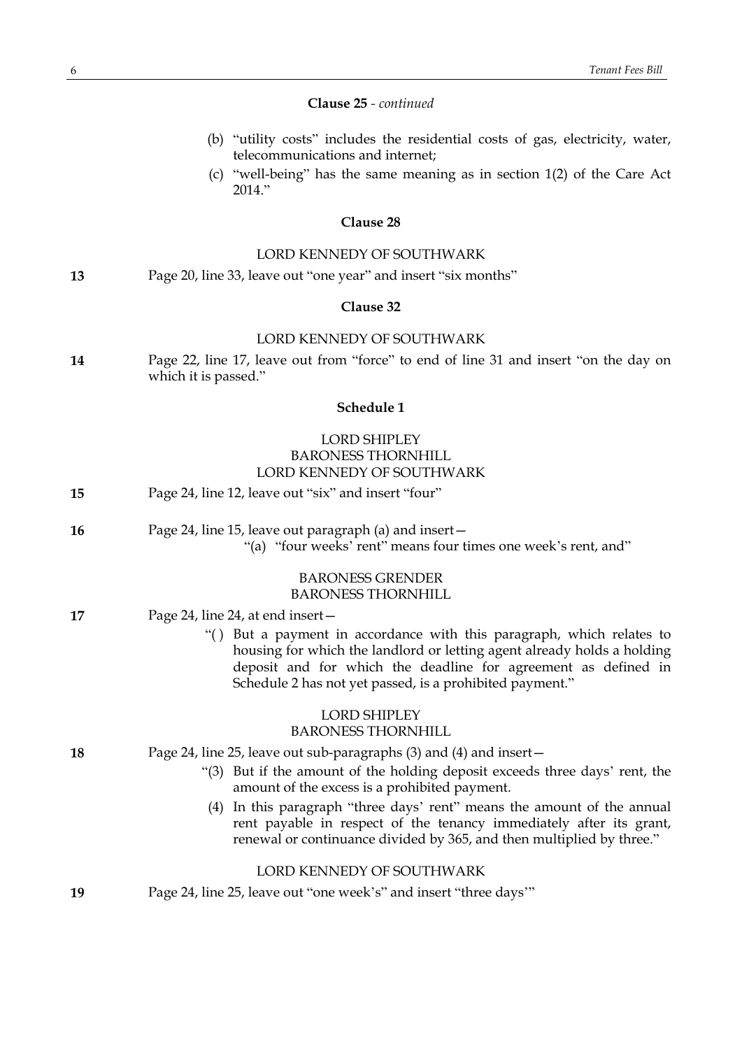**Clause 25** - *continued*

(b) "utility costs" includes the residential costs of gas, electricity, water, telecommunications and internet;

(c) "well-being" has the same meaning as in section 1(2) of the Care Act 2014."

**Clause 28**

LORD KENNEDY OF SOUTHWARK

**13** Page 20, line 33, leave out "one year" and insert "six months"

**Clause 32**

LORD KENNEDY OF SOUTHWARK

**14** Page 22, line 17, leave out from "force" to end of line 31 and insert "on the day on which it is passed."

**Schedule 1**

LORD SHIPLEY
BARONESS THORNHILL
LORD KENNEDY OF SOUTHWARK

**15** Page 24, line 12, leave out "six" and insert "four"

**16** Page 24, line 15, leave out paragraph (a) and insert—

"(a) "four weeks' rent" means four times one week's rent, and"

BARONESS GRENDER
BARONESS THORNHILL

**17** Page 24, line 24, at end insert—

"( ) But a payment in accordance with this paragraph, which relates to housing for which the landlord or letting agent already holds a holding deposit and for which the deadline for agreement as defined in Schedule 2 has not yet passed, is a prohibited payment."

LORD SHIPLEY
BARONESS THORNHILL

**18** Page 24, line 25, leave out sub-paragraphs (3) and (4) and insert—

"(3) But if the amount of the holding deposit exceeds three days' rent, the amount of the excess is a prohibited payment.

(4) In this paragraph "three days' rent" means the amount of the annual rent payable in respect of the tenancy immediately after its grant, renewal or continuance divided by 365, and then multiplied by three."

LORD KENNEDY OF SOUTHWARK

**19** Page 24, line 25, leave out "one week's" and insert "three days'"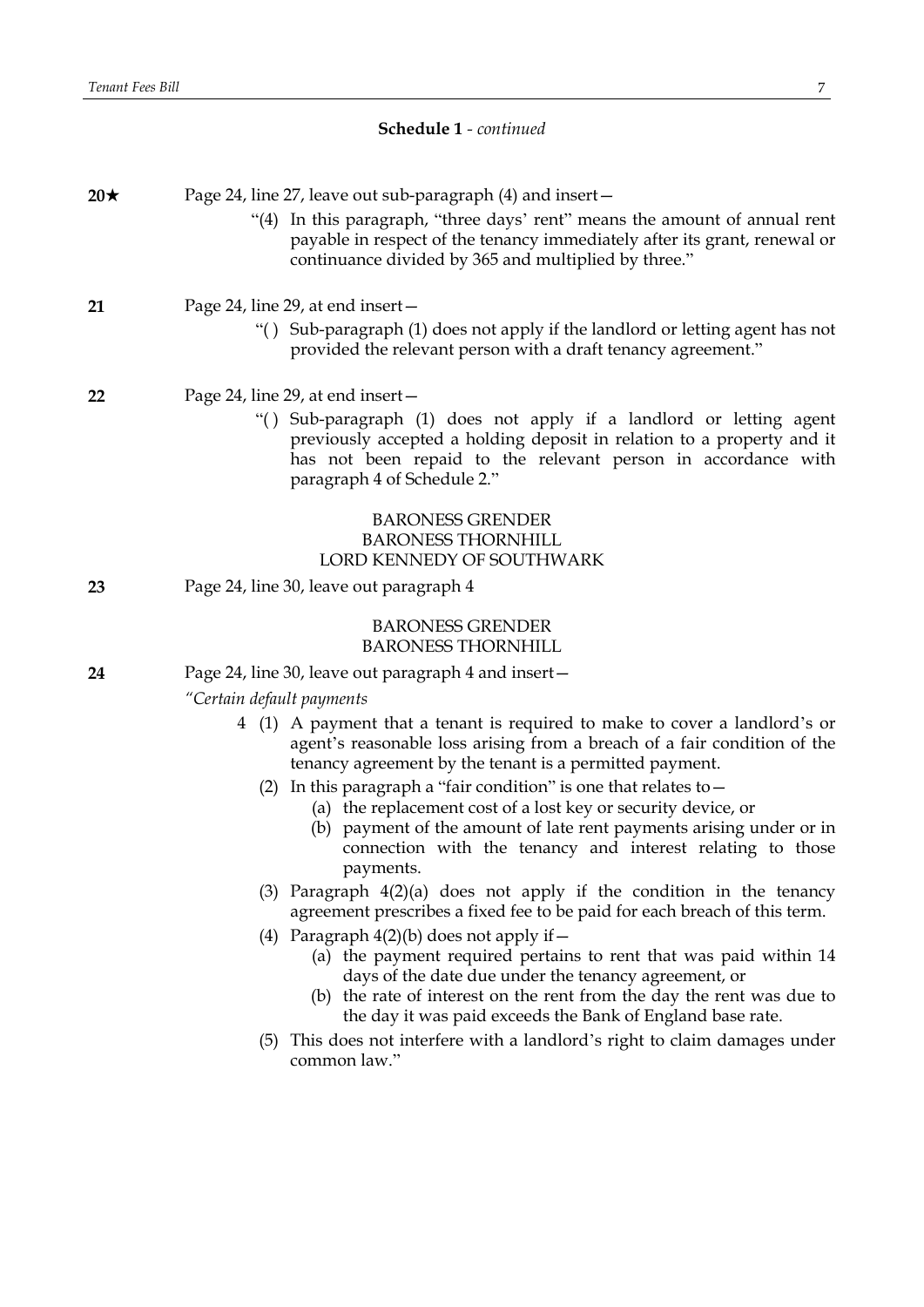**Schedule 1** - *continued*

**20★** Page 24, line 27, leave out sub-paragraph (4) and insert—

"(4) In this paragraph, "three days' rent" means the amount of annual rent payable in respect of the tenancy immediately after its grant, renewal or continuance divided by 365 and multiplied by three."

**21** Page 24, line 29, at end insert—

"( ) Sub-paragraph (1) does not apply if the landlord or letting agent has not provided the relevant person with a draft tenancy agreement."

**22** Page 24, line 29, at end insert—

"( ) Sub-paragraph (1) does not apply if a landlord or letting agent previously accepted a holding deposit in relation to a property and it has not been repaid to the relevant person in accordance with paragraph 4 of Schedule 2."

BARONESS GRENDER
BARONESS THORNHILL
LORD KENNEDY OF SOUTHWARK

**23** Page 24, line 30, leave out paragraph 4

BARONESS GRENDER
BARONESS THORNHILL

**24** Page 24, line 30, leave out paragraph 4 and insert—

*"Certain default payments*

4 (1) A payment that a tenant is required to make to cover a landlord's or agent's reasonable loss arising from a breach of a fair condition of the tenancy agreement by the tenant is a permitted payment.

(2) In this paragraph a "fair condition" is one that relates to—

(a) the replacement cost of a lost key or security device, or

(b) payment of the amount of late rent payments arising under or in connection with the tenancy and interest relating to those payments.

(3) Paragraph 4(2)(a) does not apply if the condition in the tenancy agreement prescribes a fixed fee to be paid for each breach of this term.

(4) Paragraph 4(2)(b) does not apply if—

(a) the payment required pertains to rent that was paid within 14 days of the date due under the tenancy agreement, or

(b) the rate of interest on the rent from the day the rent was due to the day it was paid exceeds the Bank of England base rate.

(5) This does not interfere with a landlord's right to claim damages under common law."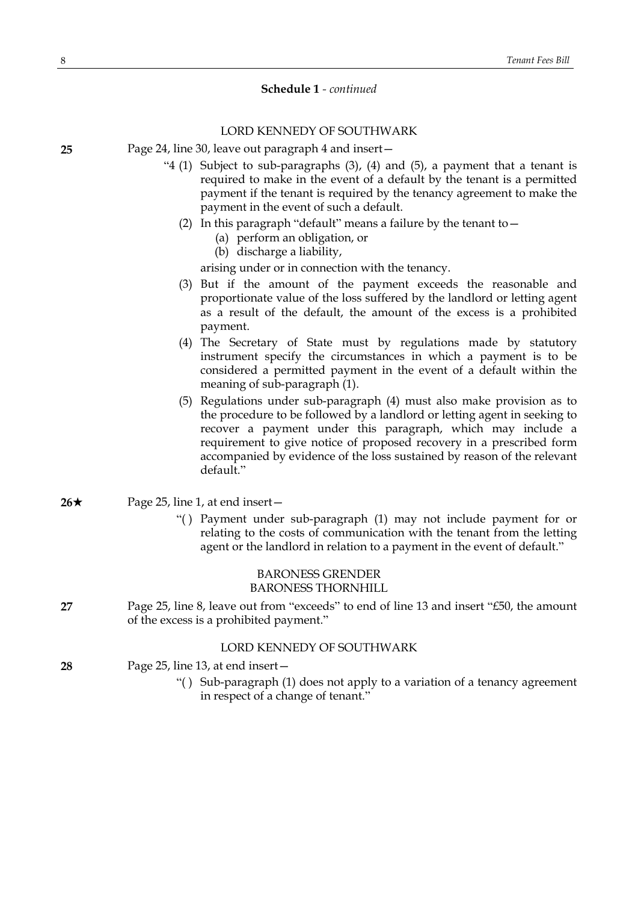**Schedule 1** - *continued*

LORD KENNEDY OF SOUTHWARK

**25** Page 24, line 30, leave out paragraph 4 and insert—

> "4 (1) Subject to sub-paragraphs (3), (4) and (5), a payment that a tenant is required to make in the event of a default by the tenant is a permitted payment if the tenant is required by the tenancy agreement to make the payment in the event of such a default.
>
> (2) In this paragraph "default" means a failure by the tenant to—
>
> (a) perform an obligation, or
>
> (b) discharge a liability,
>
> arising under or in connection with the tenancy.
>
> (3) But if the amount of the payment exceeds the reasonable and proportionate value of the loss suffered by the landlord or letting agent as a result of the default, the amount of the excess is a prohibited payment.
>
> (4) The Secretary of State must by regulations made by statutory instrument specify the circumstances in which a payment is to be considered a permitted payment in the event of a default within the meaning of sub-paragraph (1).
>
> (5) Regulations under sub-paragraph (4) must also make provision as to the procedure to be followed by a landlord or letting agent in seeking to recover a payment under this paragraph, which may include a requirement to give notice of proposed recovery in a prescribed form accompanied by evidence of the loss sustained by reason of the relevant default."

**26★** Page 25, line 1, at end insert—

> "( ) Payment under sub-paragraph (1) may not include payment for or relating to the costs of communication with the tenant from the letting agent or the landlord in relation to a payment in the event of default."

BARONESS GRENDER
BARONESS THORNHILL

**27** Page 25, line 8, leave out from "exceeds" to end of line 13 and insert "£50, the amount of the excess is a prohibited payment."

LORD KENNEDY OF SOUTHWARK

**28** Page 25, line 13, at end insert—

> "( ) Sub-paragraph (1) does not apply to a variation of a tenancy agreement in respect of a change of tenant."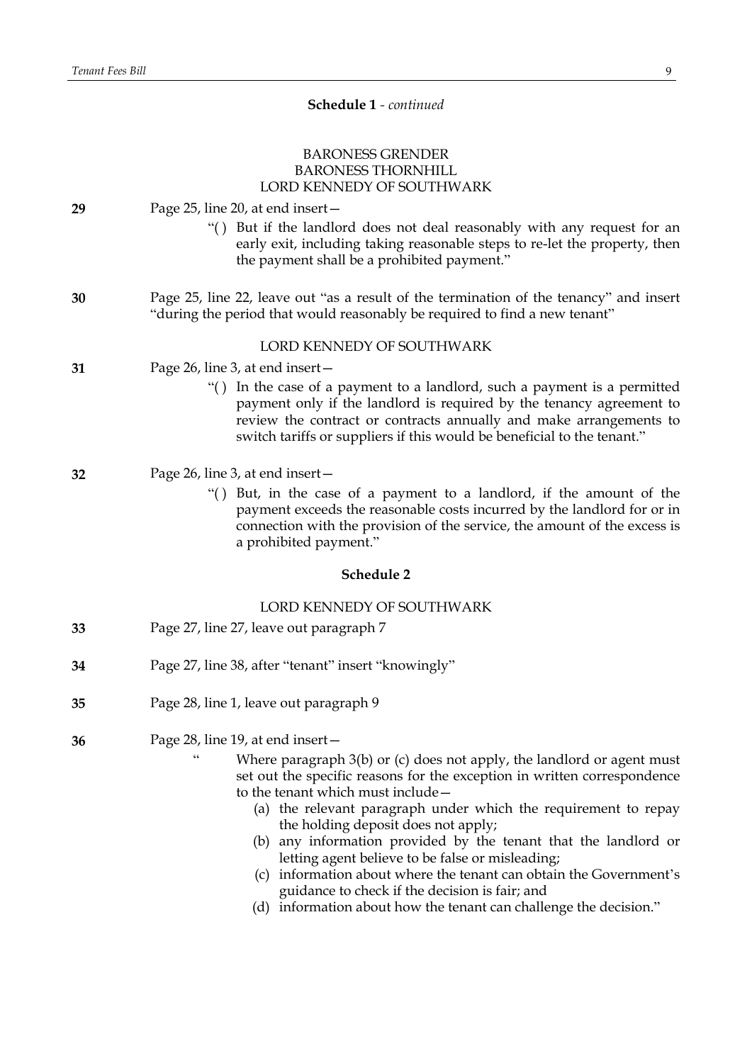**Schedule 1** - *continued*

BARONESS GRENDER
BARONESS THORNHILL
LORD KENNEDY OF SOUTHWARK

**29** Page 25, line 20, at end insert—

> "( ) But if the landlord does not deal reasonably with any request for an early exit, including taking reasonable steps to re-let the property, then the payment shall be a prohibited payment."

**30** Page 25, line 22, leave out "as a result of the termination of the tenancy" and insert "during the period that would reasonably be required to find a new tenant"

LORD KENNEDY OF SOUTHWARK

**31** Page 26, line 3, at end insert—

> "( ) In the case of a payment to a landlord, such a payment is a permitted payment only if the landlord is required by the tenancy agreement to review the contract or contracts annually and make arrangements to switch tariffs or suppliers if this would be beneficial to the tenant."

**32** Page 26, line 3, at end insert—

> "( ) But, in the case of a payment to a landlord, if the amount of the payment exceeds the reasonable costs incurred by the landlord for or in connection with the provision of the service, the amount of the excess is a prohibited payment."

**Schedule 2**

LORD KENNEDY OF SOUTHWARK

**33** Page 27, line 27, leave out paragraph 7

**34** Page 27, line 38, after "tenant" insert "knowingly"

**35** Page 28, line 1, leave out paragraph 9

**36** Page 28, line 19, at end insert—

> " Where paragraph 3(b) or (c) does not apply, the landlord or agent must set out the specific reasons for the exception in written correspondence to the tenant which must include—
>
> (a) the relevant paragraph under which the requirement to repay the holding deposit does not apply;
>
> (b) any information provided by the tenant that the landlord or letting agent believe to be false or misleading;
>
> (c) information about where the tenant can obtain the Government's guidance to check if the decision is fair; and
>
> (d) information about how the tenant can challenge the decision."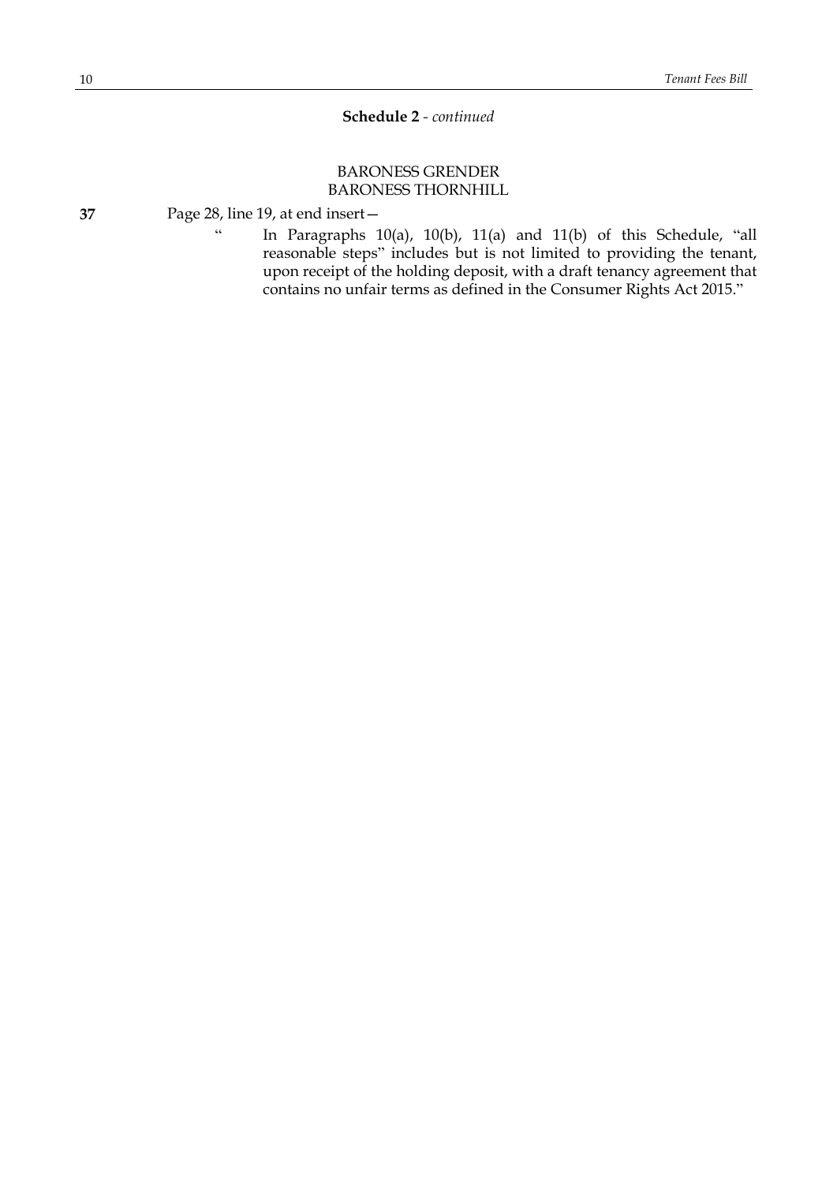**Schedule 2** - *continued*

BARONESS GRENDER
BARONESS THORNHILL

**37** Page 28, line 19, at end insert—

" In Paragraphs 10(a), 10(b), 11(a) and 11(b) of this Schedule, "all reasonable steps" includes but is not limited to providing the tenant, upon receipt of the holding deposit, with a draft tenancy agreement that contains no unfair terms as defined in the Consumer Rights Act 2015."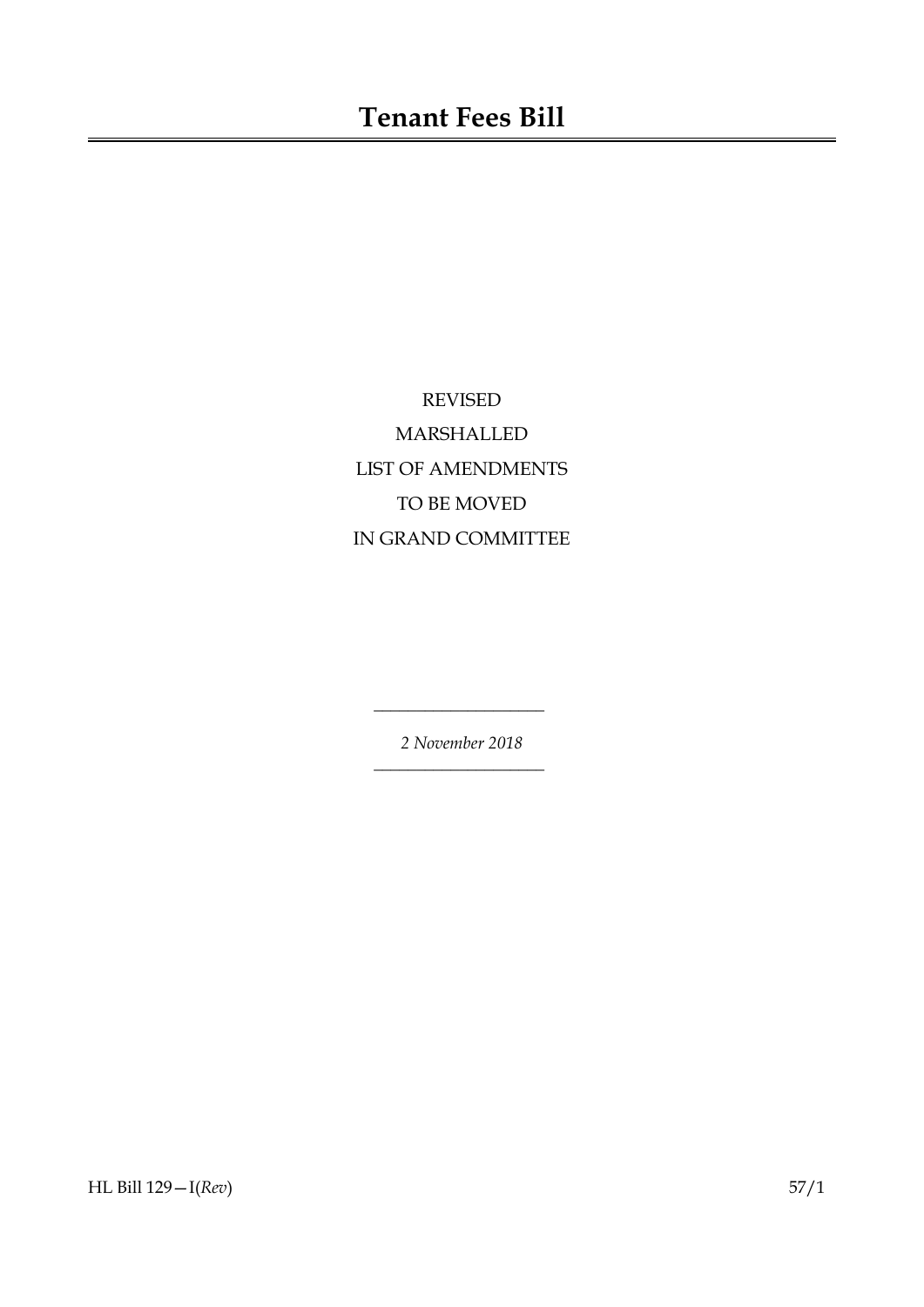# Tenant Fees Bill

REVISED

MARSHALLED

LIST OF AMENDMENTS

TO BE MOVED

IN GRAND COMMITTEE

---

*2 November 2018*

---

HL Bill 129—I(*Rev*)

57/1